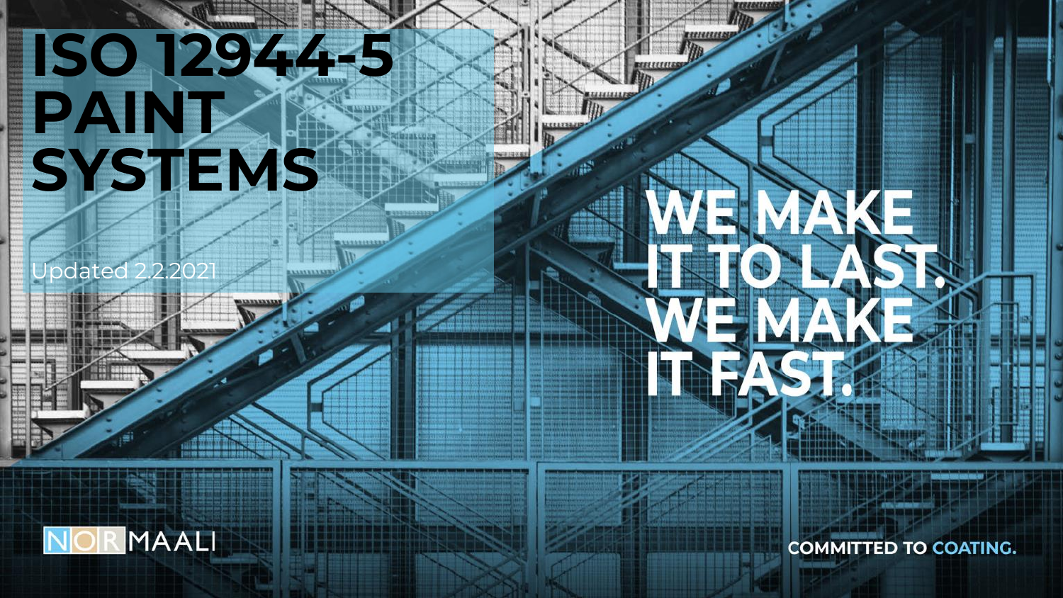# ISO 12944-5 PAINT SYSTEMS

Updated 2.2.2021

WE MAKE IT TO LAST. WE MAKE IT FAST.

NORMAALI

COMMITTED TO COATING.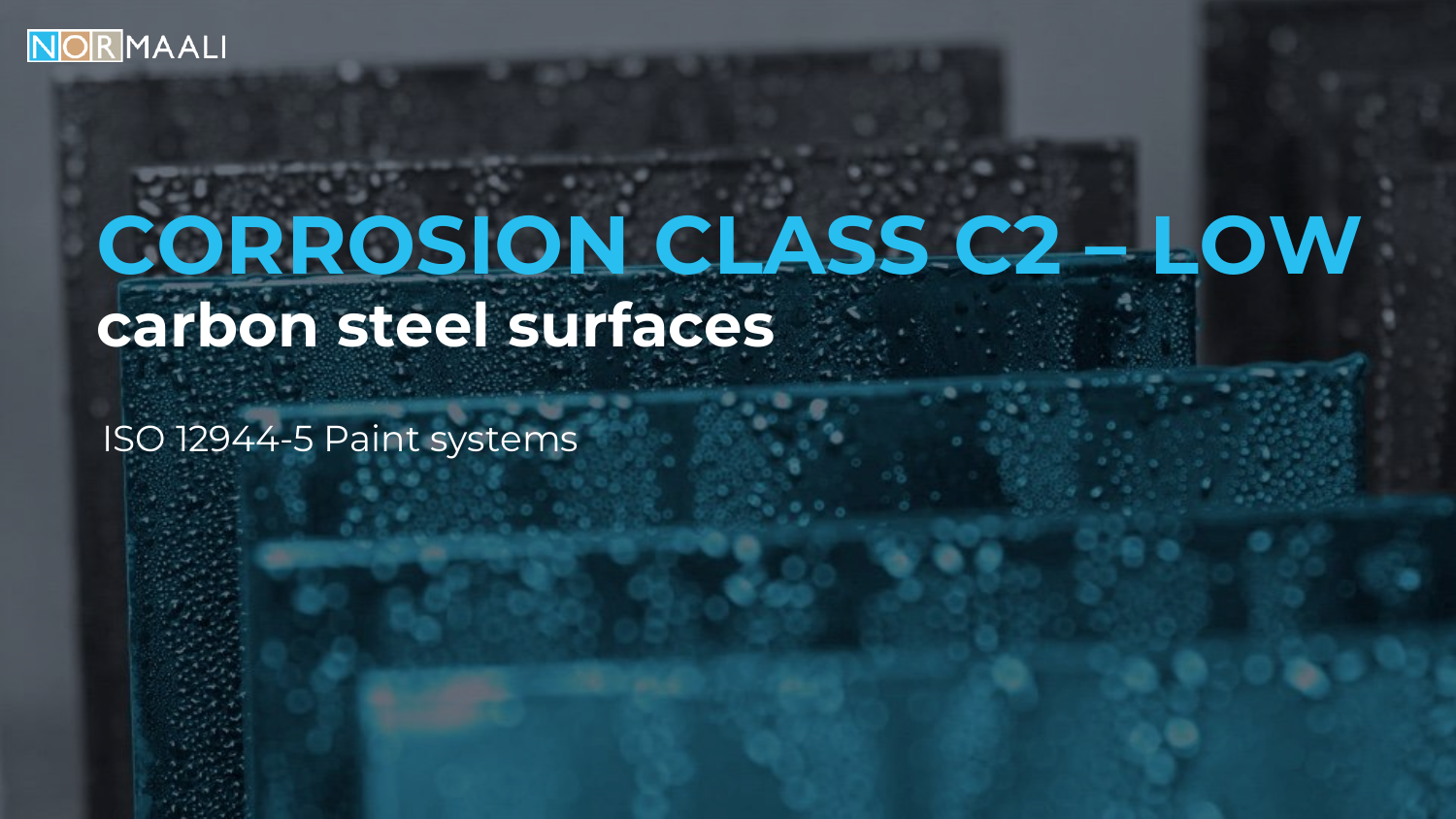# CORROSION CLASS C2 – LOW

## carbon steel surfaces

ISO 12944-5 Paint systems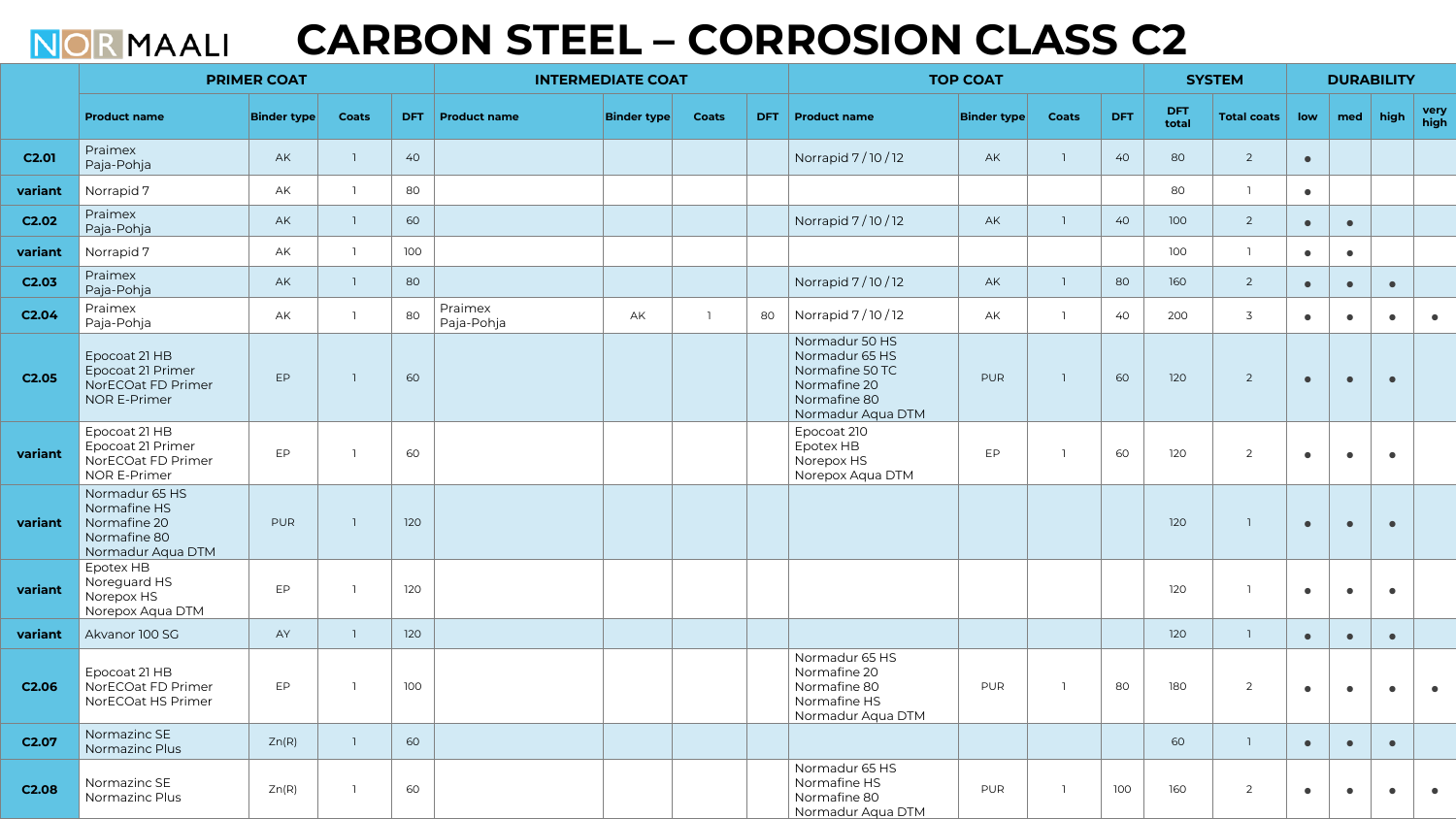NORMAALI

# CARBON STEEL – CORROSION CLASS C2

| | PRIMER COAT | | | | INTERMEDIATE COAT | | | | TOP COAT | | | | SYSTEM | | DURABILITY | | | |
|---|---|---|---|---|---|---|---|---|---|---|---|---|---|---|---|---|---|---|
| | Product name | Binder type | Coats | DFT | Product name | Binder type | Coats | DFT | Product name | Binder type | Coats | DFT | DFT total | Total coats | low | med | high | very high |
| **C2.01** | Praimex<br>Paja-Pohja | AK | 1 | 40 | | | | | Norrapid 7 / 10 / 12 | AK | 1 | 40 | 80 | 2 | ● | | | |
| **variant** | Norrapid 7 | AK | 1 | 80 | | | | | | | | | 80 | 1 | ● | | | |
| **C2.02** | Praimex<br>Paja-Pohja | AK | 1 | 60 | | | | | Norrapid 7 / 10 / 12 | AK | 1 | 40 | 100 | 2 | ● | ● | | |
| **variant** | Norrapid 7 | AK | 1 | 100 | | | | | | | | | 100 | 1 | ● | ● | | |
| **C2.03** | Praimex<br>Paja-Pohja | AK | 1 | 80 | | | | | Norrapid 7 / 10 / 12 | AK | 1 | 80 | 160 | 2 | ● | ● | ● | |
| **C2.04** | Praimex<br>Paja-Pohja | AK | 1 | 80 | Praimex<br>Paja-Pohja | AK | 1 | 80 | Norrapid 7 / 10 / 12 | AK | 1 | 40 | 200 | 3 | ● | ● | ● | ● |
| **C2.05** | Epocoat 21 HB<br>Epocoat 21 Primer<br>NorECOat FD Primer<br>NOR E-Primer | EP | 1 | 60 | | | | | Normadur 50 HS<br>Normadur 65 HS<br>Normafine 50 TC<br>Normafine 20<br>Normafine 80<br>Normadur Aqua DTM | PUR | 1 | 60 | 120 | 2 | ● | ● | ● | |
| **variant** | Epocoat 21 HB<br>Epocoat 21 Primer<br>NorECOat FD Primer<br>NOR E-Primer | EP | 1 | 60 | | | | | Epocoat 210<br>Epotex HB<br>Norepox HS<br>Norepox Aqua DTM | EP | 1 | 60 | 120 | 2 | ● | ● | ● | |
| **variant** | Normadur 65 HS<br>Normafine HS<br>Normafine 20<br>Normafine 80<br>Normadur Aqua DTM | PUR | 1 | 120 | | | | | | | | | 120 | 1 | ● | ● | ● | |
| **variant** | Epotex HB<br>Noreguard HS<br>Norepox HS<br>Norepox Aqua DTM | EP | 1 | 120 | | | | | | | | | 120 | 1 | ● | ● | ● | |
| **variant** | Akvanor 100 SG | AY | 1 | 120 | | | | | | | | | 120 | 1 | ● | ● | ● | |
| **C2.06** | Epocoat 21 HB<br>NorECOat FD Primer<br>NorECOat HS Primer | EP | 1 | 100 | | | | | Normadur 65 HS<br>Normafine 20<br>Normafine 80<br>Normafine HS<br>Normadur Aqua DTM | PUR | 1 | 80 | 180 | 2 | ● | ● | ● | ● |
| **C2.07** | Normazinc SE<br>Normazinc Plus | Zn(R) | 1 | 60 | | | | | | | | | 60 | 1 | ● | ● | ● | |
| **C2.08** | Normazinc SE<br>Normazinc Plus | Zn(R) | 1 | 60 | | | | | Normadur 65 HS<br>Normafine HS<br>Normafine 80<br>Normadur Aqua DTM | PUR | 1 | 100 | 160 | 2 | ● | ● | ● | ● |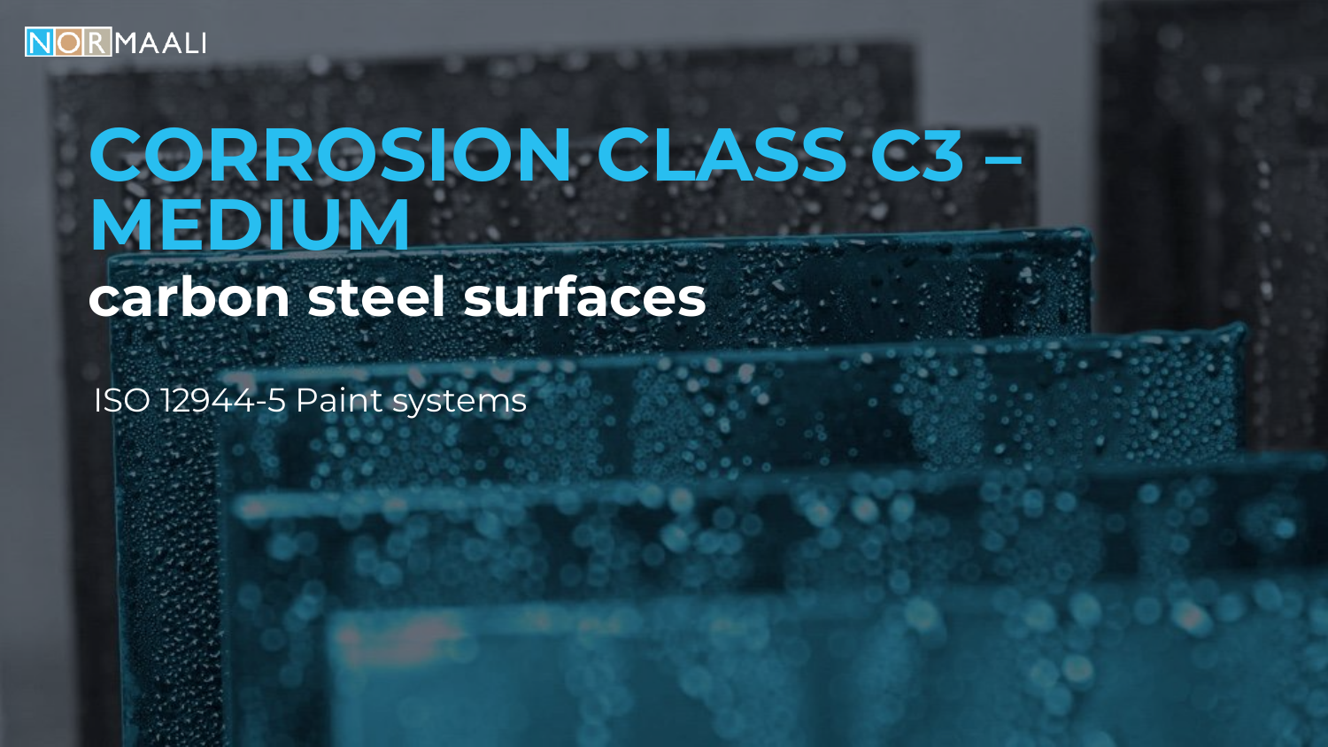# CORROSION CLASS C3 – MEDIUM

## carbon steel surfaces

ISO 12944-5 Paint systems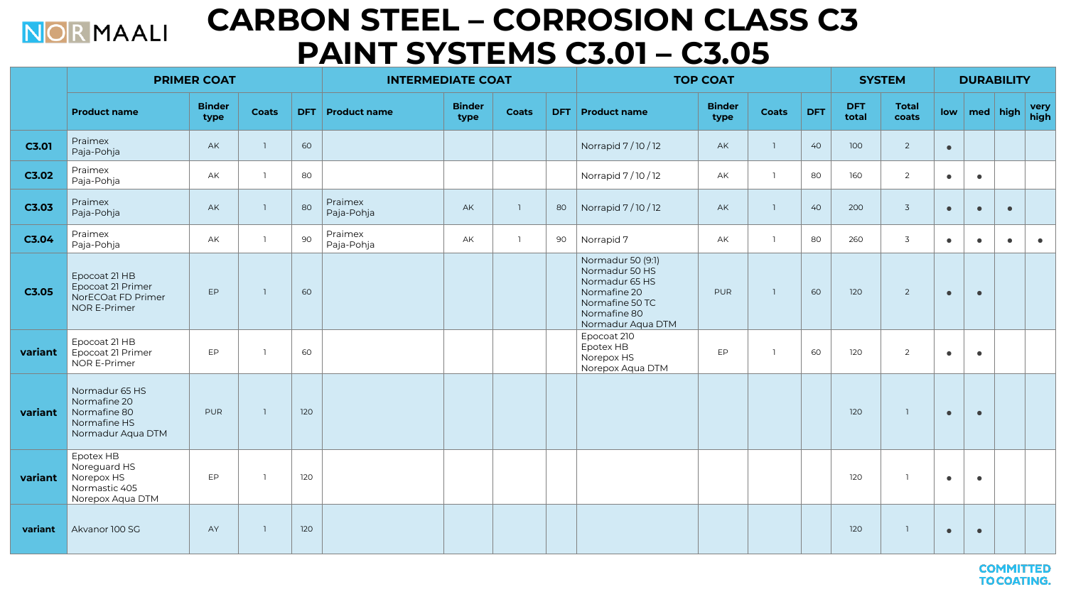NORMAALI

# CARBON STEEL – CORROSION CLASS C3
# PAINT SYSTEMS C3.01 – C3.05

| | PRIMER COAT | | | | INTERMEDIATE COAT | | | | TOP COAT | | | | SYSTEM | | DURABILITY | | | |
|---|---|---|---|---|---|---|---|---|---|---|---|---|---|---|---|---|---|---|
| | **Product name** | **Binder type** | **Coats** | **DFT** | **Product name** | **Binder type** | **Coats** | **DFT** | **Product name** | **Binder type** | **Coats** | **DFT** | **DFT total** | **Total coats** | **low** | **med** | **high** | **very high** |
| **C3.01** | Praimex<br>Paja-Pohja | AK | 1 | 60 | | | | | Norrapid 7 / 10 / 12 | AK | 1 | 40 | 100 | 2 | • | | | |
| **C3.02** | Praimex<br>Paja-Pohja | AK | 1 | 80 | | | | | Norrapid 7 / 10 / 12 | AK | 1 | 80 | 160 | 2 | • | • | | |
| **C3.03** | Praimex<br>Paja-Pohja | AK | 1 | 80 | Praimex<br>Paja-Pohja | AK | 1 | 80 | Norrapid 7 / 10 / 12 | AK | 1 | 40 | 200 | 3 | • | • | • | |
| **C3.04** | Praimex<br>Paja-Pohja | AK | 1 | 90 | Praimex<br>Paja-Pohja | AK | 1 | 90 | Norrapid 7 | AK | 1 | 80 | 260 | 3 | • | • | • | • |
| **C3.05** | Epocoat 21 HB<br>Epocoat 21 Primer<br>NorECOat FD Primer<br>NOR E-Primer | EP | 1 | 60 | | | | | Normadur 50 (9:1)<br>Normadur 50 HS<br>Normadur 65 HS<br>Normafine 20<br>Normafine 50 TC<br>Normafine 80<br>Normadur Aqua DTM | PUR | 1 | 60 | 120 | 2 | • | • | | |
| **variant** | Epocoat 21 HB<br>Epocoat 21 Primer<br>NOR E-Primer | EP | 1 | 60 | | | | | Epocoat 210<br>Epotex HB<br>Norepox HS<br>Norepox Aqua DTM | EP | 1 | 60 | 120 | 2 | • | • | | |
| **variant** | Normadur 65 HS<br>Normafine 20<br>Normafine 80<br>Normafine HS<br>Normadur Aqua DTM | PUR | 1 | 120 | | | | | | | | | 120 | 1 | • | • | | |
| **variant** | Epotex HB<br>Noreguard HS<br>Norepox HS<br>Normastic 405<br>Norepox Aqua DTM | EP | 1 | 120 | | | | | | | | | 120 | 1 | • | • | | |
| **variant** | Akvanor 100 SG | AY | 1 | 120 | | | | | | | | | 120 | 1 | • | • | | |

COMMITTED TO COATING.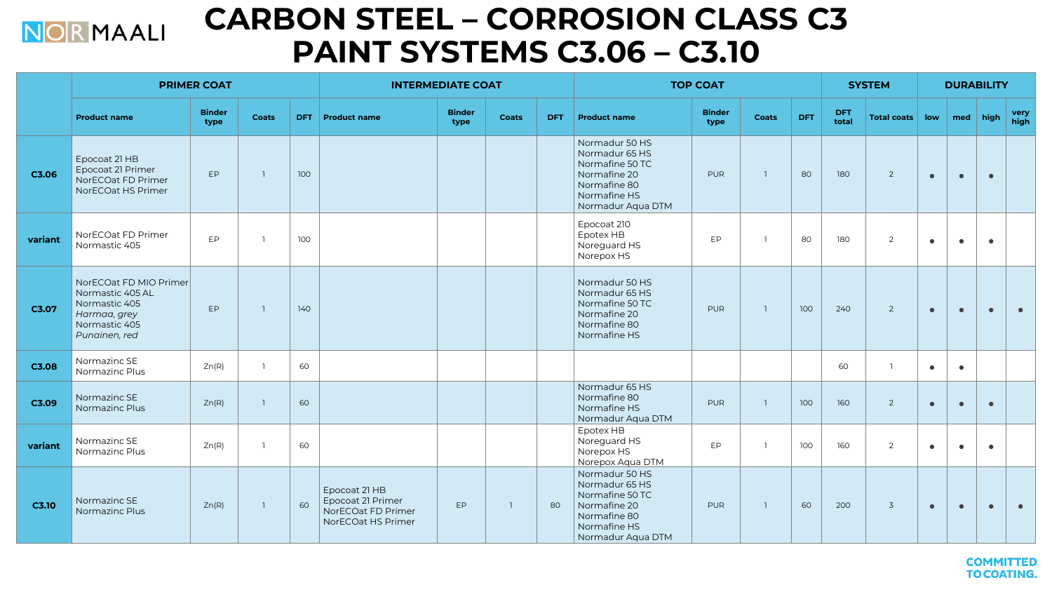# CARBON STEEL – CORROSION CLASS C3 PAINT SYSTEMS C3.06 – C3.10

| | PRIMER COAT | | | | INTERMEDIATE COAT | | | | TOP COAT | | | | SYSTEM | | DURABILITY | | | |
|---|---|---|---|---|---|---|---|---|---|---|---|---|---|---|---|---|---|---|
| | **Product name** | **Binder type** | **Coats** | **DFT** | **Product name** | **Binder type** | **Coats** | **DFT** | **Product name** | **Binder type** | **Coats** | **DFT** | **DFT total** | **Total coats** | **low** | **med** | **high** | **very high** |
| **C3.06** | Epocoat 21 HB<br>Epocoat 21 Primer<br>NorECOat FD Primer<br>NorECOat HS Primer | EP | 1 | 100 | | | | | Normadur 50 HS<br>Normadur 65 HS<br>Normafine 50 TC<br>Normafine 20<br>Normafine 80<br>Normafine HS<br>Normadur Aqua DTM | PUR | 1 | 80 | 180 | 2 | • | • | • | |
| **variant** | NorECOat FD Primer<br>Normastic 405 | EP | 1 | 100 | | | | | Epocoat 210<br>Epotex HB<br>Noreguard HS<br>Norepox HS | EP | 1 | 80 | 180 | 2 | • | • | • | |
| **C3.07** | NorECOat FD MIO Primer<br>Normastic 405 AL<br>Normastic 405 *Harmaa, grey*<br>Normastic 405 *Punainen, red* | EP | 1 | 140 | | | | | Normadur 50 HS<br>Normadur 65 HS<br>Normafine 50 TC<br>Normafine 20<br>Normafine 80<br>Normafine HS | PUR | 1 | 100 | 240 | 2 | • | • | • | • |
| **C3.08** | Normazinc SE<br>Normazinc Plus | Zn(R) | 1 | 60 | | | | | | | | | 60 | 1 | • | • | | |
| **C3.09** | Normazinc SE<br>Normazinc Plus | Zn(R) | 1 | 60 | | | | | Normadur 65 HS<br>Normafine 80<br>Normafine HS<br>Normadur Aqua DTM | PUR | 1 | 100 | 160 | 2 | • | • | • | |
| **variant** | Normazinc SE<br>Normazinc Plus | Zn(R) | 1 | 60 | | | | | Epotex HB<br>Noreguard HS<br>Norepox HS<br>Norepox Aqua DTM | EP | 1 | 100 | 160 | 2 | • | • | • | |
| **C3.10** | Normazinc SE<br>Normazinc Plus | Zn(R) | 1 | 60 | Epocoat 21 HB<br>Epocoat 21 Primer<br>NorECOat FD Primer<br>NorECOat HS Primer | EP | 1 | 80 | Normadur 50 HS<br>Normadur 65 HS<br>Normafine 50 TC<br>Normafine 20<br>Normafine 80<br>Normafine HS<br>Normadur Aqua DTM | PUR | 1 | 60 | 200 | 3 | • | • | • | • |

COMMITTED TO COATING.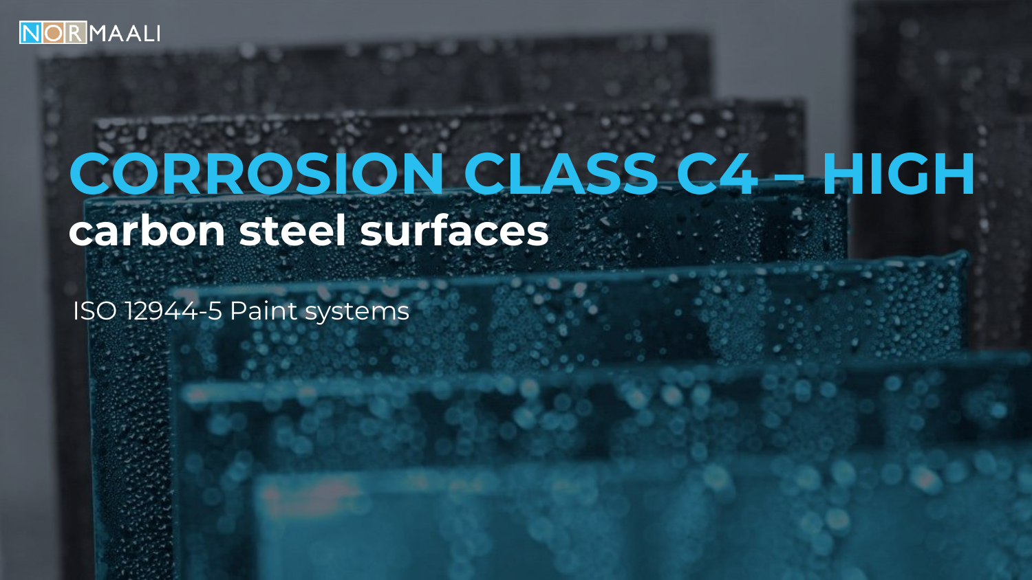# CORROSION CLASS C4 – HIGH

## carbon steel surfaces

ISO 12944-5 Paint systems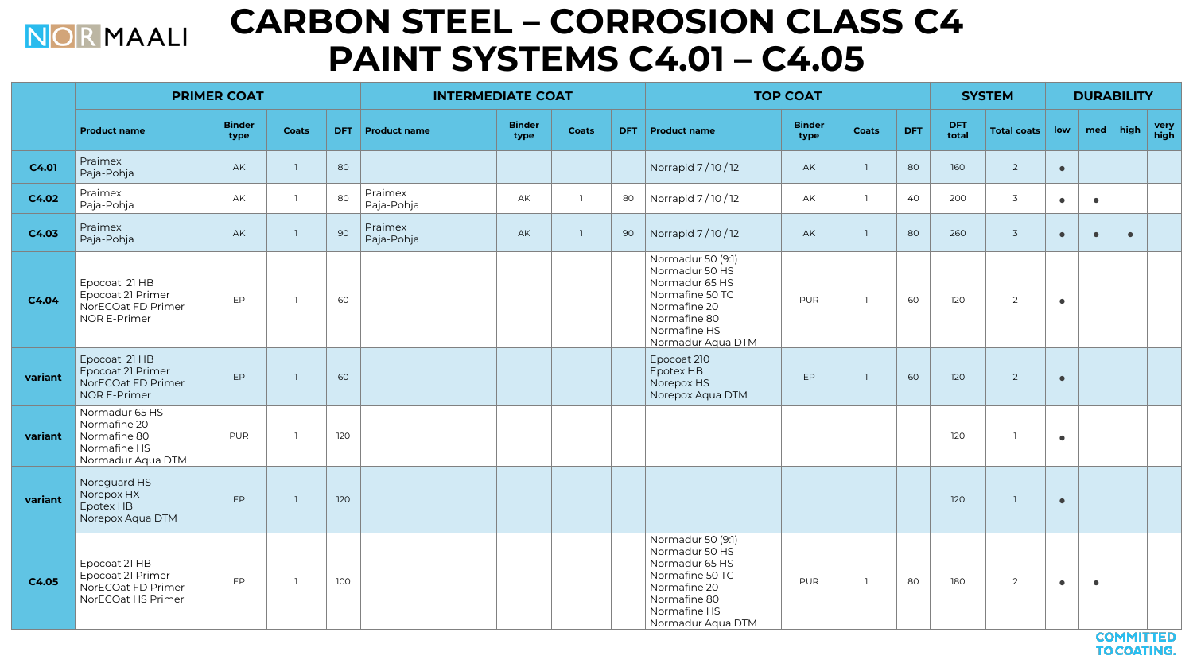# CARBON STEEL – CORROSION CLASS C4
# PAINT SYSTEMS C4.01 – C4.05

| | PRIMER COAT | | | | INTERMEDIATE COAT | | | | TOP COAT | | | | SYSTEM | | DURABILITY | | | |
|---|---|---|---|---|---|---|---|---|---|---|---|---|---|---|---|---|---|---|
| | Product name | Binder type | Coats | DFT | Product name | Binder type | Coats | DFT | Product name | Binder type | Coats | DFT | DFT total | Total coats | low | med | high | very high |
| **C4.01** | Praimex<br>Paja-Pohja | AK | 1 | 80 | | | | | Norrapid 7 / 10 / 12 | AK | 1 | 80 | 160 | 2 | ● | | | |
| **C4.02** | Praimex<br>Paja-Pohja | AK | 1 | 80 | Praimex<br>Paja-Pohja | AK | 1 | 80 | Norrapid 7 / 10 / 12 | AK | 1 | 40 | 200 | 3 | ● | ● | | |
| **C4.03** | Praimex<br>Paja-Pohja | AK | 1 | 90 | Praimex<br>Paja-Pohja | AK | 1 | 90 | Norrapid 7 / 10 / 12 | AK | 1 | 80 | 260 | 3 | ● | ● | ● | |
| **C4.04** | Epocoat 21 HB<br>Epocoat 21 Primer<br>NorECOat FD Primer<br>NOR E-Primer | EP | 1 | 60 | | | | | Normadur 50 (9:1)<br>Normadur 50 HS<br>Normadur 65 HS<br>Normafine 50 TC<br>Normafine 20<br>Normafine 80<br>Normafine HS<br>Normadur Aqua DTM | PUR | 1 | 60 | 120 | 2 | ● | | | |
| **variant** | Epocoat 21 HB<br>Epocoat 21 Primer<br>NorECOat FD Primer<br>NOR E-Primer | EP | 1 | 60 | | | | | Epocoat 210<br>Epotex HB<br>Norepox HS<br>Norepox Aqua DTM | EP | 1 | 60 | 120 | 2 | ● | | | |
| **variant** | Normadur 65 HS<br>Normafine 20<br>Normafine 80<br>Normafine HS<br>Normadur Aqua DTM | PUR | 1 | 120 | | | | | | | | | 120 | 1 | ● | | | |
| **variant** | Noreguard HS<br>Norepox HX<br>Epotex HB<br>Norepox Aqua DTM | EP | 1 | 120 | | | | | | | | | 120 | 1 | ● | | | |
| **C4.05** | Epocoat 21 HB<br>Epocoat 21 Primer<br>NorECOat FD Primer<br>NorECOat HS Primer | EP | 1 | 100 | | | | | Normadur 50 (9:1)<br>Normadur 50 HS<br>Normadur 65 HS<br>Normafine 50 TC<br>Normafine 20<br>Normafine 80<br>Normafine HS<br>Normadur Aqua DTM | PUR | 1 | 80 | 180 | 2 | ● | ● | | |

COMMITTED TO COATING.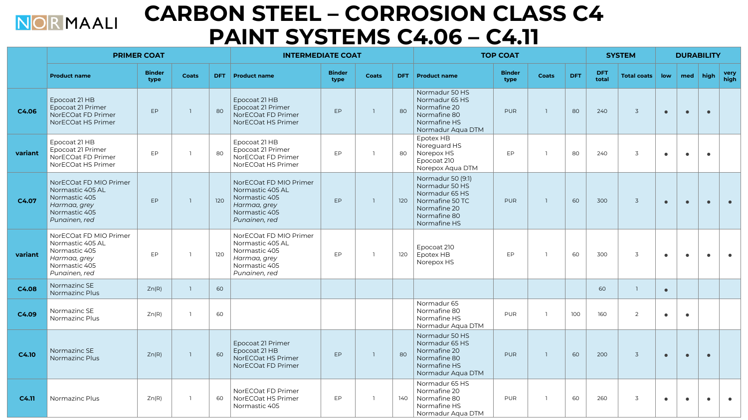NORMAALI

# CARBON STEEL – CORROSION CLASS C4
# PAINT SYSTEMS C4.06 – C4.11

| | PRIMER COAT | | | | INTERMEDIATE COAT | | | | TOP COAT | | | | SYSTEM | | DURABILITY | | | |
|---|---|---|---|---|---|---|---|---|---|---|---|---|---|---|---|---|---|---|
| | Product name | Binder type | Coats | DFT | Product name | Binder type | Coats | DFT | Product name | Binder type | Coats | DFT | DFT total | Total coats | low | med | high | very high |
| **C4.06** | Epocoat 21 HB<br>Epocoat 21 Primer<br>NorECOat FD Primer<br>NorECOat HS Primer | EP | 1 | 80 | Epocoat 21 HB<br>Epocoat 21 Primer<br>NorECOat FD Primer<br>NorECOat HS Primer | EP | 1 | 80 | Normadur 50 HS<br>Normadur 65 HS<br>Normafine 20<br>Normafine 80<br>Normafine HS<br>Normadur Aqua DTM | PUR | 1 | 80 | 240 | 3 | • | • | • | |
| **variant** | Epocoat 21 HB<br>Epocoat 21 Primer<br>NorECOat FD Primer<br>NorECOat HS Primer | EP | 1 | 80 | Epocoat 21 HB<br>Epocoat 21 Primer<br>NorECOat FD Primer<br>NorECOat HS Primer | EP | 1 | 80 | Epotex HB<br>Noreguard HS<br>Norepox HS<br>Epocoat 210<br>Norepox Aqua DTM | EP | 1 | 80 | 240 | 3 | • | • | • | |
| **C4.07** | NorECOat FD MIO Primer<br>Normastic 405 AL<br>Normastic 405<br>*Harmaa, grey*<br>Normastic 405<br>*Punainen, red* | EP | 1 | 120 | NorECOat FD MIO Primer<br>Normastic 405 AL<br>Normastic 405<br>*Harmaa, grey*<br>Normastic 405<br>*Punainen, red* | EP | 1 | 120 | Normadur 50 (9:1)<br>Normadur 50 HS<br>Normadur 65 HS<br>Normadur 50 TC<br>Normafine 20<br>Normafine 80<br>Normafine HS | PUR | 1 | 60 | 300 | 3 | • | • | • | • |
| **variant** | NorECOat FD MIO Primer<br>Normastic 405 AL<br>Normastic 405<br>*Harmaa, grey*<br>Normastic 405<br>*Punainen, red* | EP | 1 | 120 | NorECOat FD MIO Primer<br>Normastic 405 AL<br>Normastic 405<br>*Harmaa, grey*<br>Normastic 405<br>*Punainen, red* | EP | 1 | 120 | Epocoat 210<br>Epotex HB<br>Norepox HS | EP | 1 | 60 | 300 | 3 | • | • | • | • |
| **C4.08** | Normazinc SE<br>Normazinc Plus | Zn(R) | 1 | 60 | | | | | | | | | 60 | 1 | • | | | |
| **C4.09** | Normazinc SE<br>Normazinc Plus | Zn(R) | 1 | 60 | | | | | Normadur 65<br>Normafine 80<br>Normafine HS<br>Normadur Aqua DTM | PUR | 1 | 100 | 160 | 2 | • | • | | |
| **C4.10** | Normazinc SE<br>Normazinc Plus | Zn(R) | 1 | 60 | Epocoat 21 Primer<br>Epocoat 21 HB<br>NorECOat HS Primer<br>NorECOat FD Primer | EP | 1 | 80 | Normadur 50 HS<br>Normadur 65 HS<br>Normafine 20<br>Normafine 80<br>Normafine HS<br>Normadur Aqua DTM | PUR | 1 | 60 | 200 | 3 | • | • | • | |
| **C4.11** | Normazinc Plus | Zn(R) | 1 | 60 | NorECOat FD Primer<br>NorECOat HS Primer<br>Normastic 405 | EP | 1 | 140 | Normadur 65 HS<br>Normafine 20<br>Normafine 80<br>Normafine HS<br>Normadur Aqua DTM | PUR | 1 | 60 | 260 | 3 | • | • | • | • |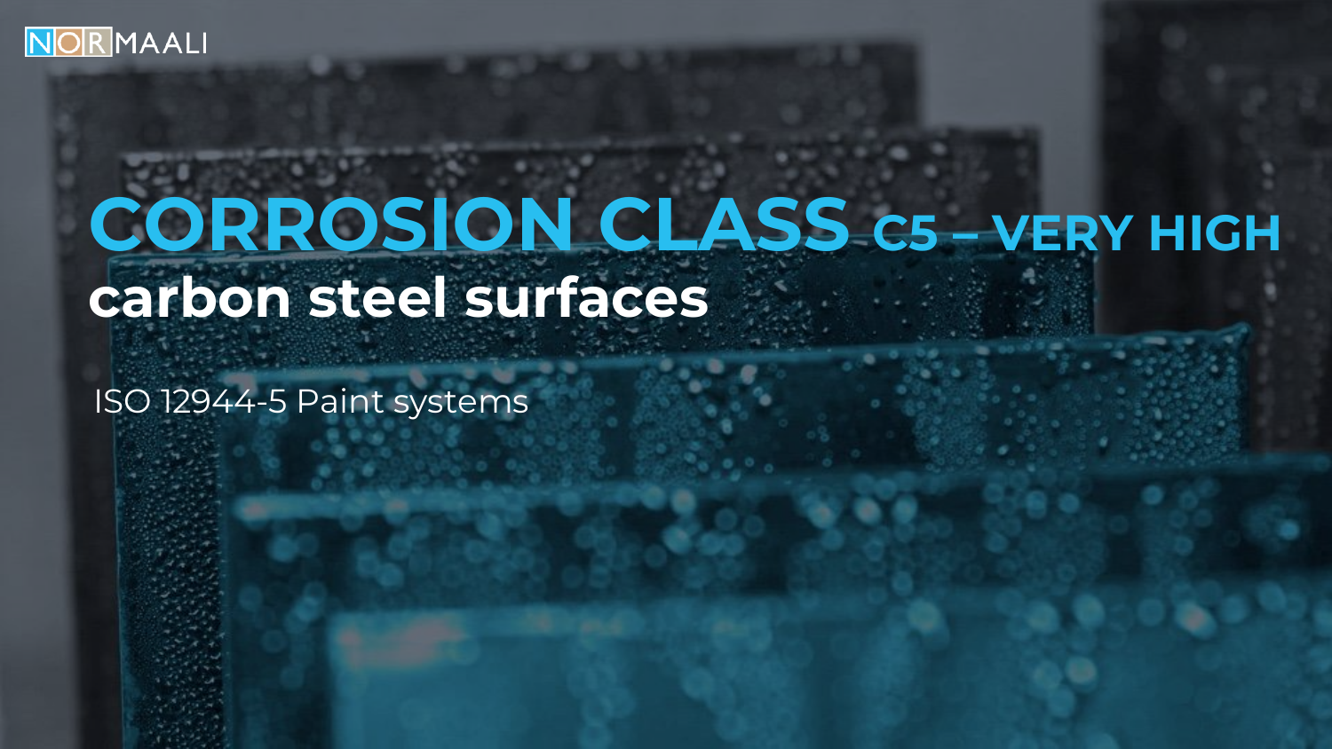# CORROSION CLASS C5 – VERY HIGH

## carbon steel surfaces

ISO 12944-5 Paint systems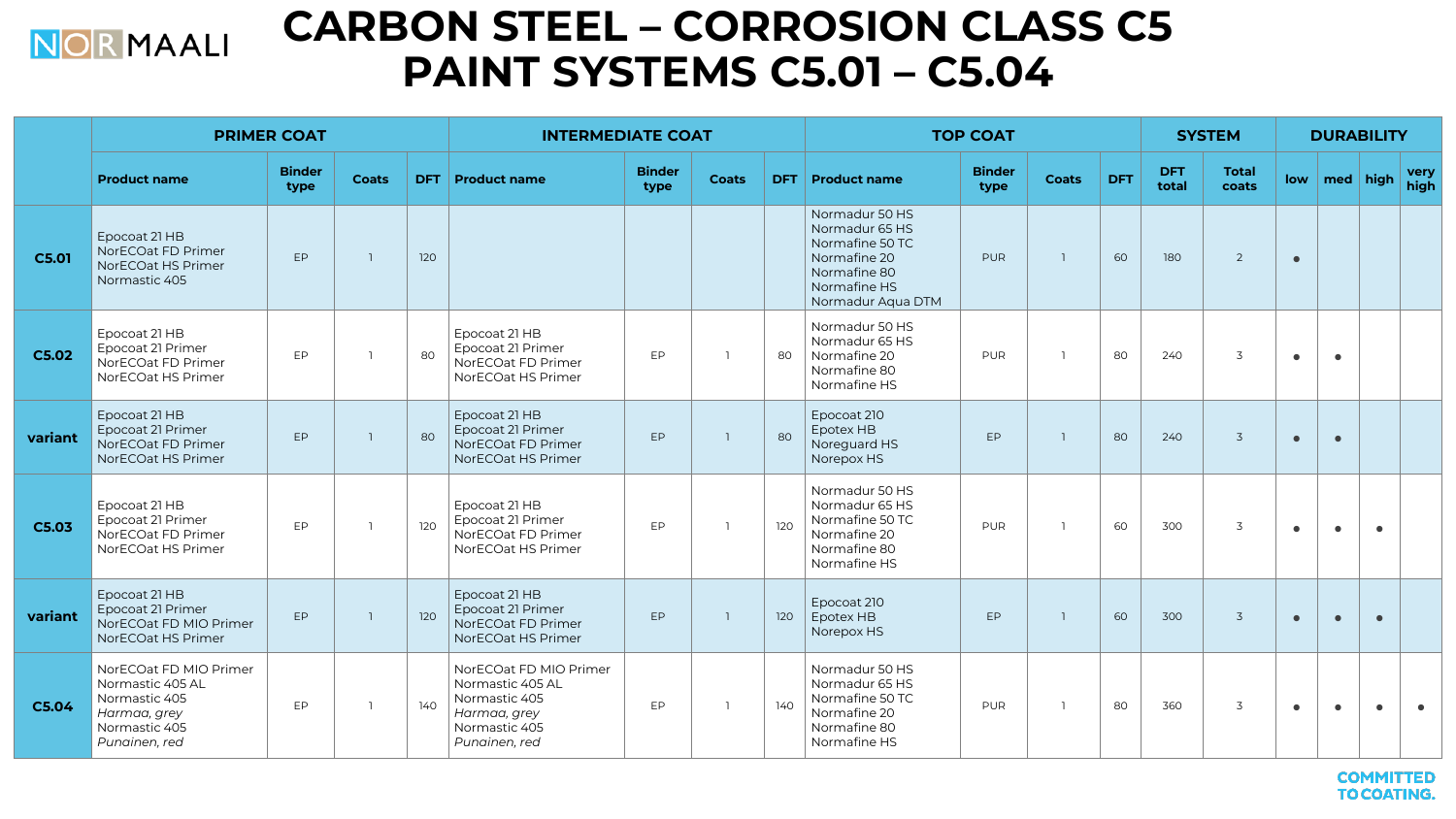# CARBON STEEL – CORROSION CLASS C5
# PAINT SYSTEMS C5.01 – C5.04

| | PRIMER COAT | | | | INTERMEDIATE COAT | | | | TOP COAT | | | | SYSTEM | | DURABILITY | | | |
|---|---|---|---|---|---|---|---|---|---|---|---|---|---|---|---|---|---|---|
| | Product name | Binder type | Coats | DFT | Product name | Binder type | Coats | DFT | Product name | Binder type | Coats | DFT | DFT total | Total coats | low | med | high | very high |
| **C5.01** | Epocoat 21 HB<br>NorECOat FD Primer<br>NorECOat HS Primer<br>Normastic 405 | EP | 1 | 120 | | | | | Normadur 50 HS<br>Normadur 65 HS<br>Normafine 50 TC<br>Normafine 20<br>Normafine 80<br>Normafine HS<br>Normadur Aqua DTM | PUR | 1 | 60 | 180 | 2 | • | | | |
| **C5.02** | Epocoat 21 HB<br>Epocoat 21 Primer<br>NorECOat FD Primer<br>NorECOat HS Primer | EP | 1 | 80 | Epocoat 21 HB<br>Epocoat 21 Primer<br>NorECOat FD Primer<br>NorECOat HS Primer | EP | 1 | 80 | Normadur 50 HS<br>Normadur 65 HS<br>Normafine 20<br>Normafine 80<br>Normafine HS | PUR | 1 | 80 | 240 | 3 | • | • | | |
| **variant** | Epocoat 21 HB<br>Epocoat 21 Primer<br>NorECOat FD Primer<br>NorECOat HS Primer | EP | 1 | 80 | Epocoat 21 HB<br>Epocoat 21 Primer<br>NorECOat FD Primer<br>NorECOat HS Primer | EP | 1 | 80 | Epocoat 210<br>Epotex HB<br>Noreguard HS<br>Norepox HS | EP | 1 | 80 | 240 | 3 | • | • | | |
| **C5.03** | Epocoat 21 HB<br>Epocoat 21 Primer<br>NorECOat FD Primer<br>NorECOat HS Primer | EP | 1 | 120 | Epocoat 21 HB<br>Epocoat 21 Primer<br>NorECOat FD Primer<br>NorECOat HS Primer | EP | 1 | 120 | Normadur 50 HS<br>Normadur 65 HS<br>Normafine 50 TC<br>Normafine 20<br>Normafine 80<br>Normafine HS | PUR | 1 | 60 | 300 | 3 | • | • | • | |
| **variant** | Epocoat 21 HB<br>Epocoat 21 Primer<br>NorECOat FD MIO Primer<br>NorECOat HS Primer | EP | 1 | 120 | Epocoat 21 HB<br>Epocoat 21 Primer<br>NorECOat FD Primer<br>NorECOat HS Primer | EP | 1 | 120 | Epocoat 210<br>Epotex HB<br>Norepox HS | EP | 1 | 60 | 300 | 3 | • | • | • | |
| **C5.04** | NorECOat FD MIO Primer<br>Normastic 405 AL<br>Normastic 405<br>*Harmaa, grey*<br>Normastic 405<br>*Punainen, red* | EP | 1 | 140 | NorECOat FD MIO Primer<br>Normastic 405 AL<br>Normastic 405<br>*Harmaa, grey*<br>Normastic 405<br>*Punainen, red* | EP | 1 | 140 | Normadur 50 HS<br>Normadur 65 HS<br>Normafine 50 TC<br>Normafine 20<br>Normafine 80<br>Normafine HS | PUR | 1 | 80 | 360 | 3 | • | • | • | • |

COMMITTED TO COATING.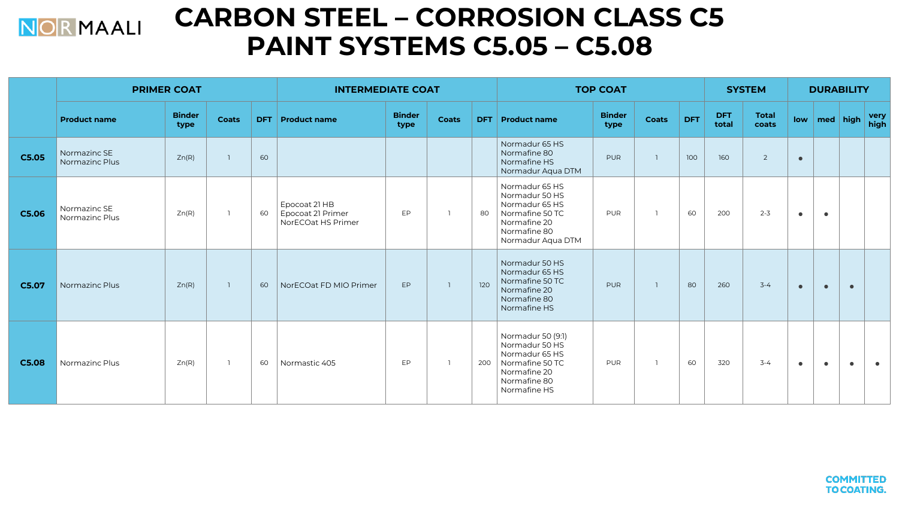# CARBON STEEL – CORROSION CLASS C5
# PAINT SYSTEMS C5.05 – C5.08

| | PRIMER COAT | | | | INTERMEDIATE COAT | | | | TOP COAT | | | | SYSTEM | | DURABILITY | | | |
|---|---|---|---|---|---|---|---|---|---|---|---|---|---|---|---|---|---|---|
| | **Product name** | **Binder type** | **Coats** | **DFT** | **Product name** | **Binder type** | **Coats** | **DFT** | **Product name** | **Binder type** | **Coats** | **DFT** | **DFT total** | **Total coats** | **low** | **med** | **high** | **very high** |
| **C5.05** | Normazinc SE<br>Normazinc Plus | Zn(R) | 1 | 60 | | | | | Normadur 65 HS<br>Normafine 80<br>Normafine HS<br>Normadur Aqua DTM | PUR | 1 | 100 | 160 | 2 | • | | | |
| **C5.06** | Normazinc SE<br>Normazinc Plus | Zn(R) | 1 | 60 | Epocoat 21 HB<br>Epocoat 21 Primer<br>NorECOat HS Primer | EP | 1 | 80 | Normadur 65 HS<br>Normadur 50 HS<br>Normadur 65 HS<br>Normafine 50 TC<br>Normafine 20<br>Normafine 80<br>Normadur Aqua DTM | PUR | 1 | 60 | 200 | 2-3 | • | • | | |
| **C5.07** | Normazinc Plus | Zn(R) | 1 | 60 | NorECOat FD MIO Primer | EP | 1 | 120 | Normadur 50 HS<br>Normadur 65 HS<br>Normafine 50 TC<br>Normafine 20<br>Normafine 80<br>Normafine HS | PUR | 1 | 80 | 260 | 3-4 | • | • | • | |
| **C5.08** | Normazinc Plus | Zn(R) | 1 | 60 | Normastic 405 | EP | 1 | 200 | Normadur 50 (9:1)<br>Normadur 50 HS<br>Normadur 65 HS<br>Normafine 50 TC<br>Normafine 20<br>Normafine 80<br>Normafine HS | PUR | 1 | 60 | 320 | 3-4 | • | • | • | • |

COMMITTED TO COATING.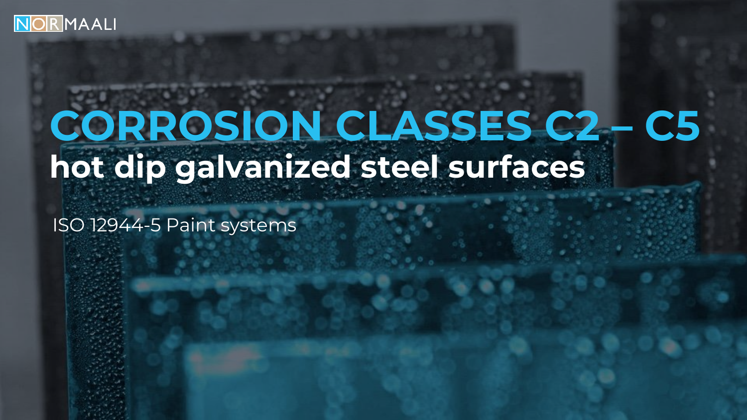# CORROSION CLASSES C2 – C5

## hot dip galvanized steel surfaces

ISO 12944-5 Paint systems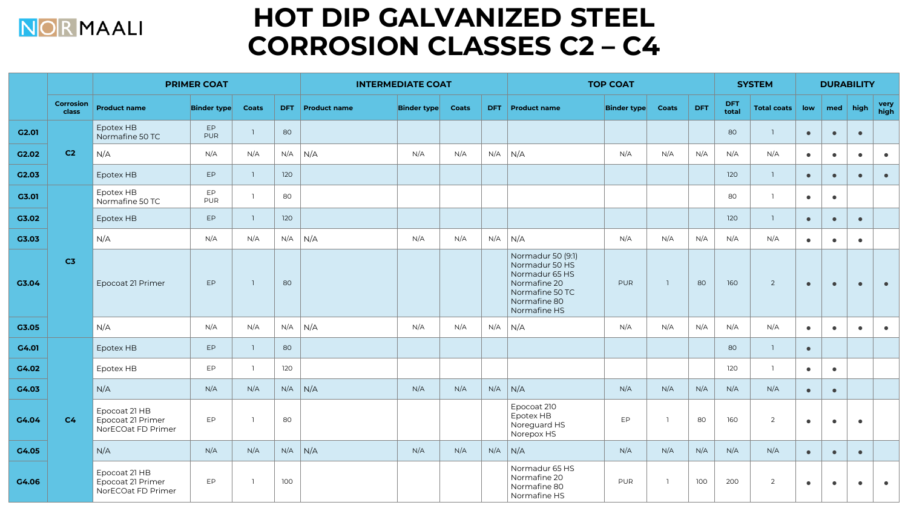# HOT DIP GALVANIZED STEEL CORROSION CLASSES C2 – C4

| | | PRIMER COAT | | | | INTERMEDIATE COAT | | | | TOP COAT | | | | SYSTEM | | DURABILITY | | | |
|---|---|---|---|---|---|---|---|---|---|---|---|---|---|---|---|---|---|---|---|
| | Corrosion class | Product name | Binder type | Coats | DFT | Product name | Binder type | Coats | DFT | Product name | Binder type | Coats | DFT | DFT total | Total coats | low | med | high | very high |
| G2.01 | C2 | Epotex HB<br>Normafine 50 TC | EP<br>PUR | 1 | 80 | | | | | | | | | 80 | 1 | ● | ● | ● | |
| G2.02 | C2 | N/A | N/A | N/A | N/A | N/A | N/A | N/A | N/A | N/A | N/A | N/A | N/A | N/A | N/A | ● | ● | ● | ● |
| G2.03 | C2 | Epotex HB | EP | 1 | 120 | | | | | | | | | 120 | 1 | ● | ● | ● | ● |
| G3.01 | C3 | Epotex HB<br>Normafine 50 TC | EP<br>PUR | 1 | 80 | | | | | | | | | 80 | 1 | ● | ● | | |
| G3.02 | C3 | Epotex HB | EP | 1 | 120 | | | | | | | | | 120 | 1 | ● | ● | ● | |
| G3.03 | C3 | N/A | N/A | N/A | N/A | N/A | N/A | N/A | N/A | N/A | N/A | N/A | N/A | N/A | N/A | ● | ● | ● | |
| G3.04 | C3 | Epocoat 21 Primer | EP | 1 | 80 | | | | | Normadur 50 (9:1)<br>Normadur 50 HS<br>Normadur 65 HS<br>Normafine 20<br>Normafine 50 TC<br>Normafine 80<br>Normafine HS | PUR | 1 | 80 | 160 | 2 | ● | ● | ● | ● |
| G3.05 | C3 | N/A | N/A | N/A | N/A | N/A | N/A | N/A | N/A | N/A | N/A | N/A | N/A | N/A | N/A | ● | ● | ● | ● |
| G4.01 | C4 | Epotex HB | EP | 1 | 80 | | | | | | | | | 80 | 1 | ● | | | |
| G4.02 | C4 | Epotex HB | EP | 1 | 120 | | | | | | | | | 120 | 1 | ● | ● | | |
| G4.03 | C4 | N/A | N/A | N/A | N/A | N/A | N/A | N/A | N/A | N/A | N/A | N/A | N/A | N/A | N/A | ● | ● | | |
| G4.04 | C4 | Epocoat 21 HB<br>Epocoat 21 Primer<br>NorECOat FD Primer | EP | 1 | 80 | | | | | Epocoat 210<br>Epotex HB<br>Noreguard HS<br>Norepox HS | EP | 1 | 80 | 160 | 2 | ● | ● | ● | |
| G4.05 | C4 | N/A | N/A | N/A | N/A | N/A | N/A | N/A | N/A | N/A | N/A | N/A | N/A | N/A | N/A | ● | ● | ● | |
| G4.06 | C4 | Epocoat 21 HB<br>Epocoat 21 Primer<br>NorECOat FD Primer | EP | 1 | 100 | | | | | Normadur 65 HS<br>Normafine 20<br>Normafine 80<br>Normafine HS | PUR | 1 | 100 | 200 | 2 | ● | ● | ● | ● |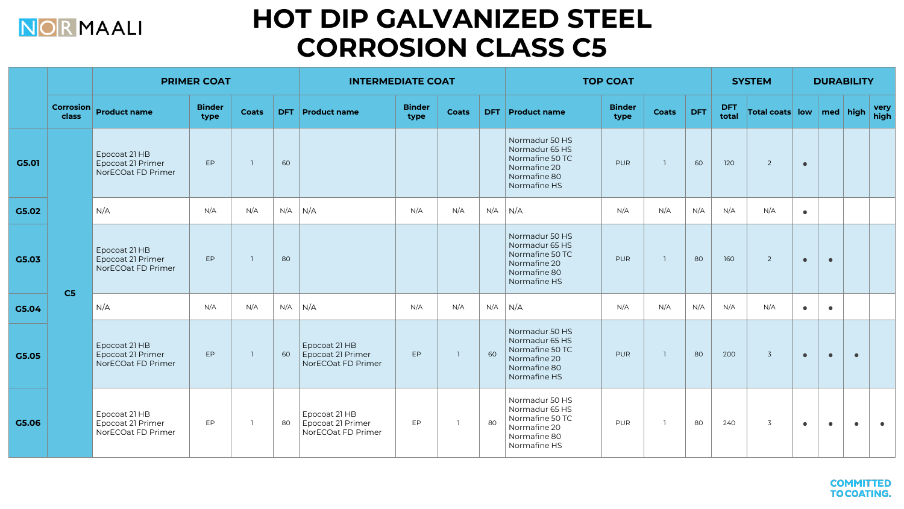# HOT DIP GALVANIZED STEEL CORROSION CLASS C5

| | | PRIMER COAT | | | | INTERMEDIATE COAT | | | | TOP COAT | | | | SYSTEM | | DURABILITY | | | |
|---|---|---|---|---|---|---|---|---|---|---|---|---|---|---|---|---|---|---|---|
| | Corrosion class | Product name | Binder type | Coats | DFT | Product name | Binder type | Coats | DFT | Product name | Binder type | Coats | DFT | DFT total | Total coats | low | med | high | very high |
| G5.01 | C5 | Epocoat 21 HB<br>Epocoat 21 Primer<br>NorECOat FD Primer | EP | 1 | 60 | | | | | Normadur 50 HS<br>Normadur 65 HS<br>Normafine 50 TC<br>Normafine 20<br>Normafine 80<br>Normafine HS | PUR | 1 | 60 | 120 | 2 | • | | | |
| G5.02 | C5 | N/A | N/A | N/A | N/A | N/A | N/A | N/A | N/A | N/A | N/A | N/A | N/A | N/A | N/A | • | | | |
| G5.03 | C5 | Epocoat 21 HB<br>Epocoat 21 Primer<br>NorECOat FD Primer | EP | 1 | 80 | | | | | Normadur 50 HS<br>Normadur 65 HS<br>Normafine 50 TC<br>Normafine 20<br>Normafine 80<br>Normafine HS | PUR | 1 | 80 | 160 | 2 | • | • | | |
| G5.04 | C5 | N/A | N/A | N/A | N/A | N/A | N/A | N/A | N/A | N/A | N/A | N/A | N/A | N/A | N/A | • | • | | |
| G5.05 | C5 | Epocoat 21 HB<br>Epocoat 21 Primer<br>NorECOat FD Primer | EP | 1 | 60 | Epocoat 21 HB<br>Epocoat 21 Primer<br>NorECOat FD Primer | EP | 1 | 60 | Normadur 50 HS<br>Normadur 65 HS<br>Normafine 50 TC<br>Normafine 20<br>Normafine 80<br>Normafine HS | PUR | 1 | 80 | 200 | 3 | • | • | • | |
| G5.06 | C5 | Epocoat 21 HB<br>Epocoat 21 Primer<br>NorECOat FD Primer | EP | 1 | 80 | Epocoat 21 HB<br>Epocoat 21 Primer<br>NorECOat FD Primer | EP | 1 | 80 | Normadur 50 HS<br>Normadur 65 HS<br>Normafine 50 TC<br>Normafine 20<br>Normafine 80<br>Normafine HS | PUR | 1 | 80 | 240 | 3 | • | • | • | • |

COMMITTED TO COATING.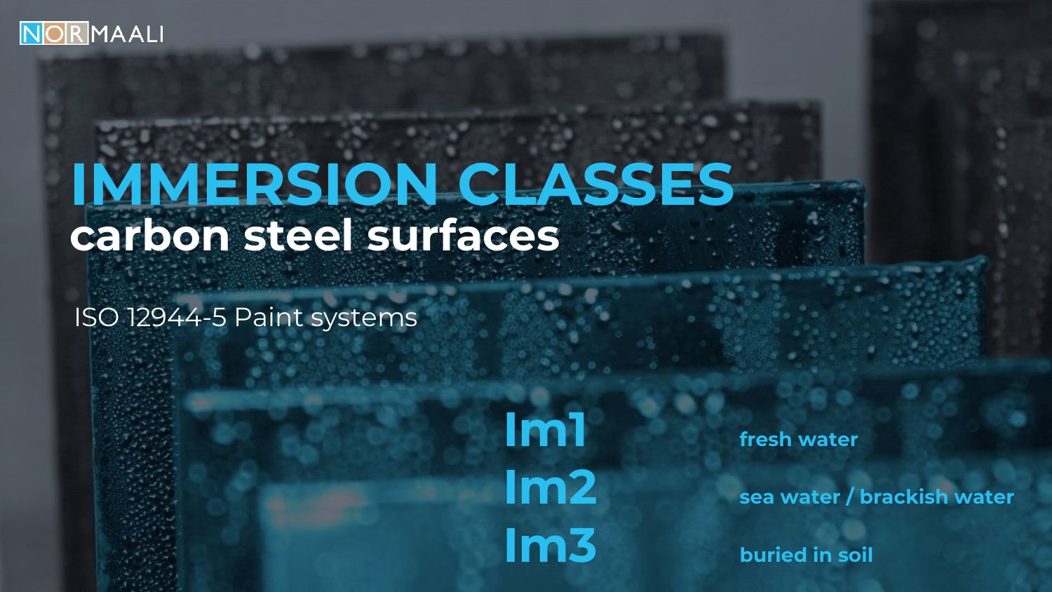# IMMERSION CLASSES

## carbon steel surfaces

ISO 12944-5 Paint systems

| | |
|---|---|
| **Im1** | fresh water |
| **Im2** | sea water / brackish water |
| **Im3** | buried in soil |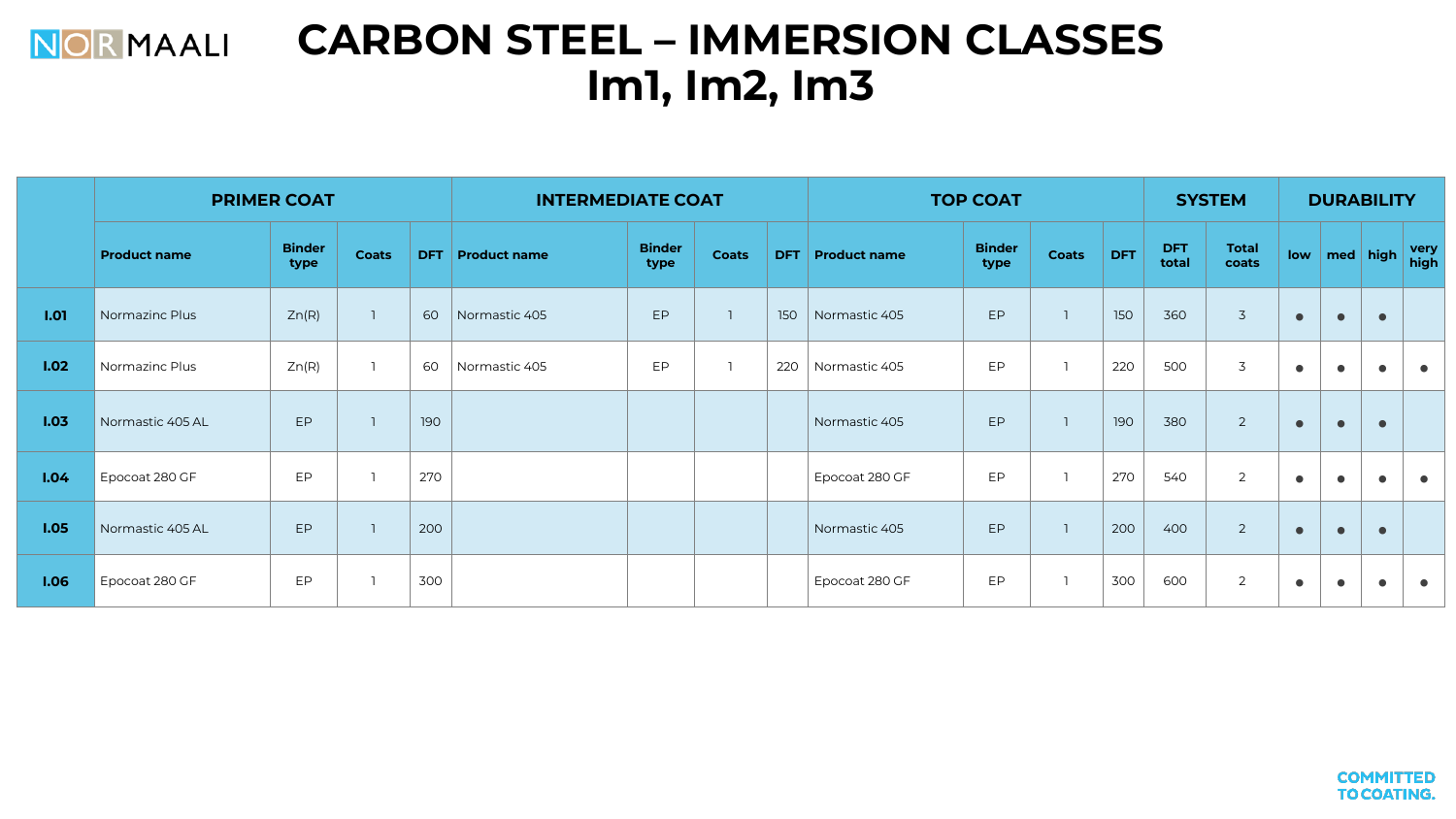# CARBON STEEL – IMMERSION CLASSES Im1, Im2, Im3

| | PRIMER COAT | | | | INTERMEDIATE COAT | | | | TOP COAT | | | | SYSTEM | | DURABILITY | | | |
|---|---|---|---|---|---|---|---|---|---|---|---|---|---|---|---|---|---|---|
| | **Product name** | **Binder type** | **Coats** | **DFT** | **Product name** | **Binder type** | **Coats** | **DFT** | **Product name** | **Binder type** | **Coats** | **DFT** | **DFT total** | **Total coats** | **low** | **med** | **high** | **very high** |
| **I.01** | Normazinc Plus | Zn(R) | 1 | 60 | Normastic 405 | EP | 1 | 150 | Normastic 405 | EP | 1 | 150 | 360 | 3 | ● | ● | ● | |
| **I.02** | Normazinc Plus | Zn(R) | 1 | 60 | Normastic 405 | EP | 1 | 220 | Normastic 405 | EP | 1 | 220 | 500 | 3 | ● | ● | ● | ● |
| **I.03** | Normastic 405 AL | EP | 1 | 190 | | | | | Normastic 405 | EP | 1 | 190 | 380 | 2 | ● | ● | ● | |
| **I.04** | Epocoat 280 GF | EP | 1 | 270 | | | | | Epocoat 280 GF | EP | 1 | 270 | 540 | 2 | ● | ● | ● | ● |
| **I.05** | Normastic 405 AL | EP | 1 | 200 | | | | | Normastic 405 | EP | 1 | 200 | 400 | 2 | ● | ● | ● | |
| **I.06** | Epocoat 280 GF | EP | 1 | 300 | | | | | Epocoat 280 GF | EP | 1 | 300 | 600 | 2 | ● | ● | ● | ● |

COMMITTED TO COATING.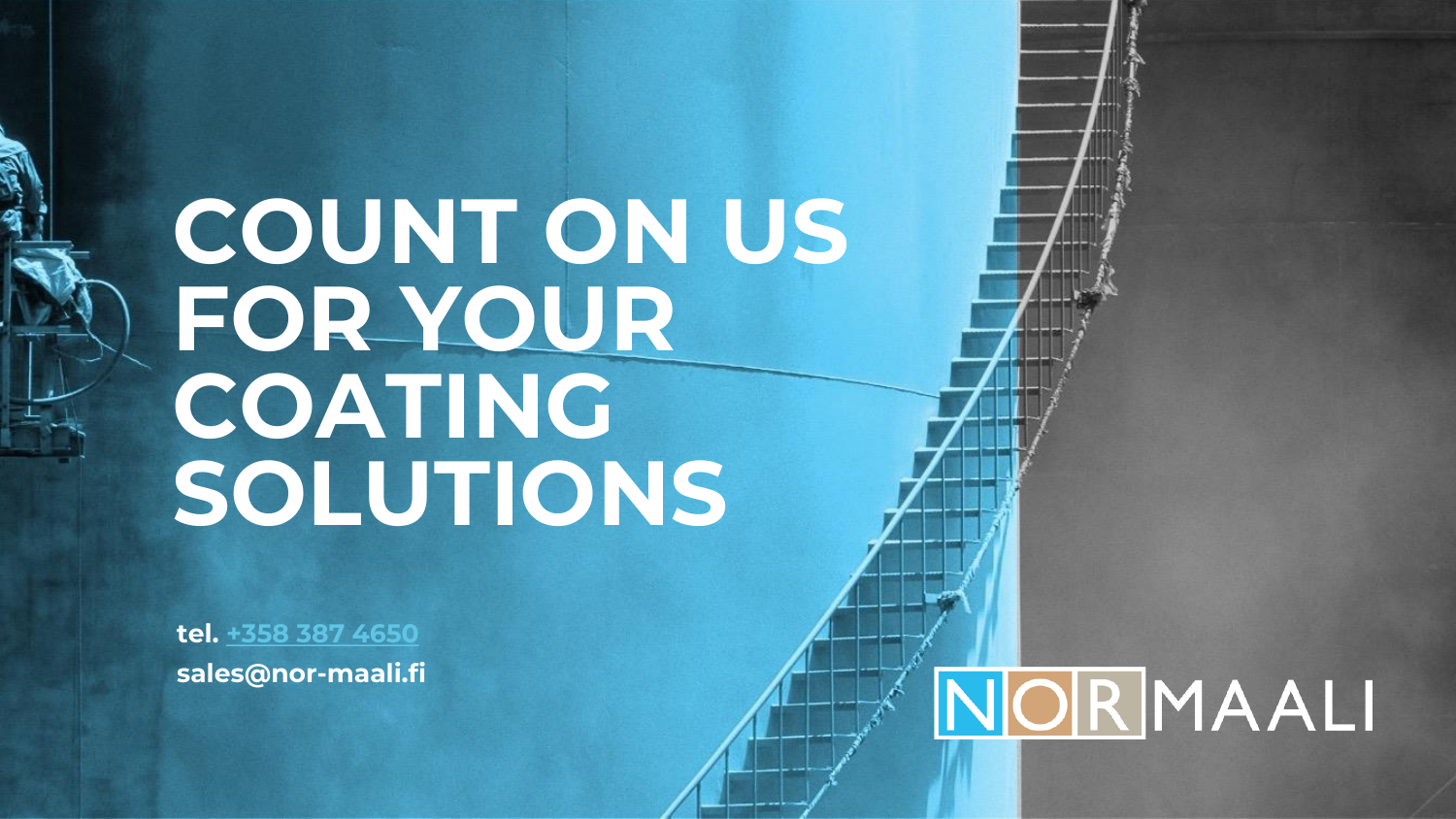# COUNT ON US FOR YOUR COATING SOLUTIONS

**tel. +358 387 4650**

**sales@nor-maali.fi**

NOR MAALI